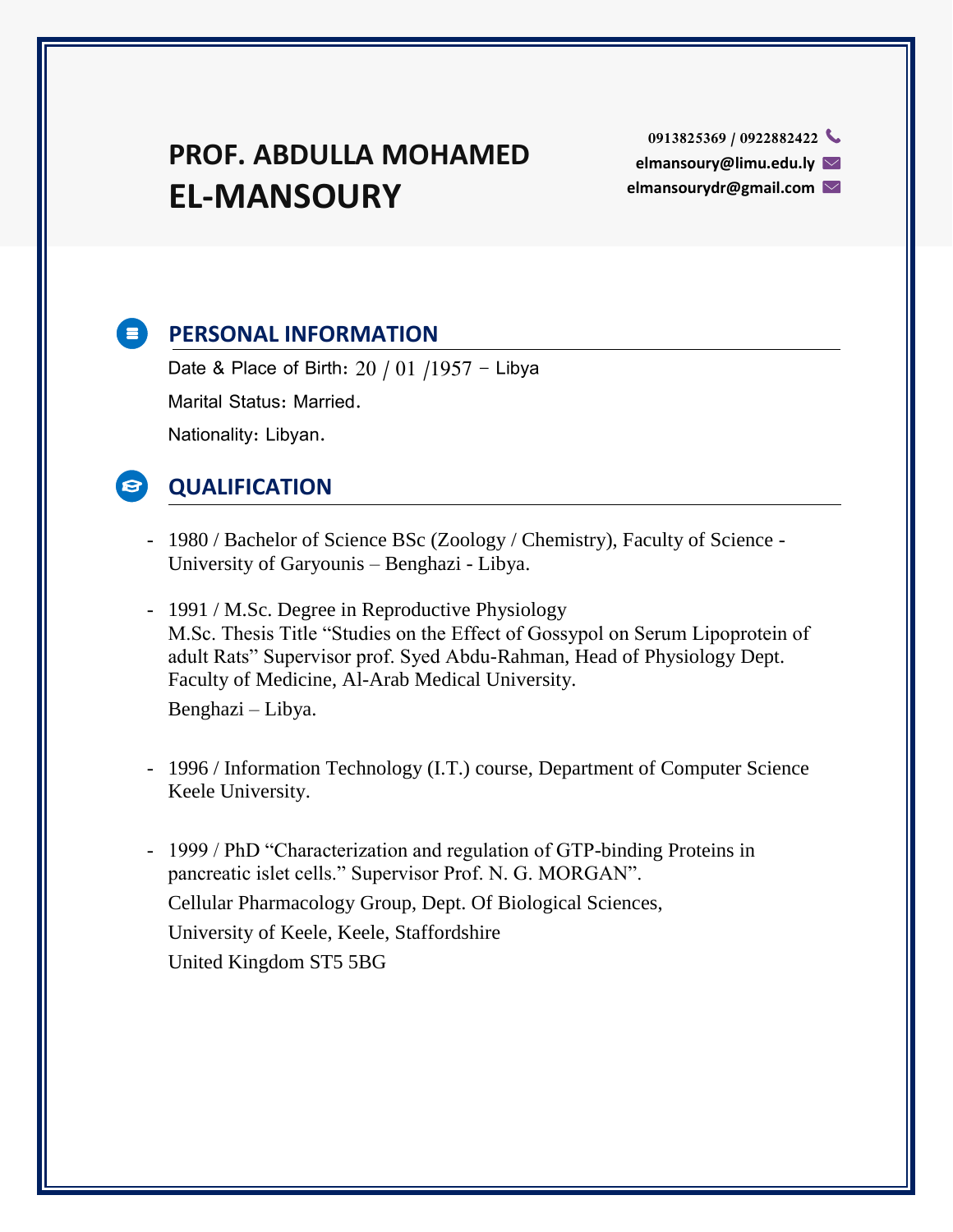# PROF. ABDULLA MOHAMED EL-MANSOURY

0913825369 / 0922882422

elmansoury@limu.edu.ly

elmansourydr@gmail.com

## PERSONAL INFORMATION

Date & Place of Birth: 20 / 01 /1957 – Libya

Marital Status: Married.

Nationality: Libyan.

## QUALIFICATION

- 1980 / Bachelor of Science BSc (Zoology / Chemistry), Faculty of Science - University of Garyounis – Benghazi - Libya.

- 1991 / M.Sc. Degree in Reproductive Physiology
  M.Sc. Thesis Title "Studies on the Effect of Gossypol on Serum Lipoprotein of adult Rats" Supervisor prof. Syed Abdu-Rahman, Head of Physiology Dept. Faculty of Medicine, Al-Arab Medical University.
  Benghazi – Libya.

- 1996 / Information Technology (I.T.) course, Department of Computer Science Keele University.

- 1999 / PhD "Characterization and regulation of GTP-binding Proteins in pancreatic islet cells." Supervisor Prof. N. G. MORGAN".
  Cellular Pharmacology Group, Dept. Of Biological Sciences,
  University of Keele, Keele, Staffordshire
  United Kingdom ST5 5BG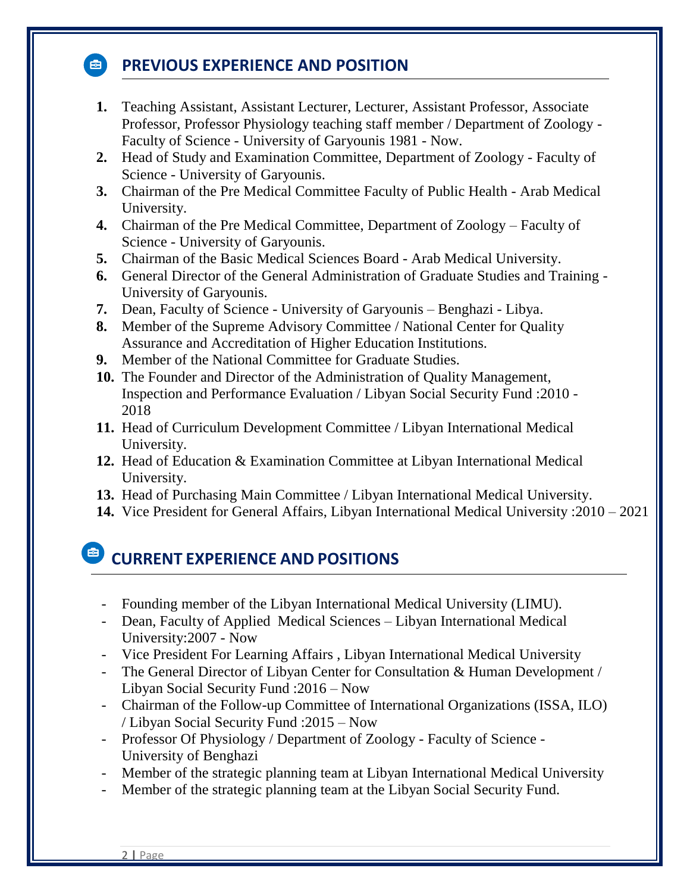## PREVIOUS EXPERIENCE AND POSITION

1. Teaching Assistant, Assistant Lecturer, Lecturer, Assistant Professor, Associate Professor, Professor Physiology teaching staff member / Department of Zoology - Faculty of Science - University of Garyounis 1981 - Now.
2. Head of Study and Examination Committee, Department of Zoology - Faculty of Science - University of Garyounis.
3. Chairman of the Pre Medical Committee Faculty of Public Health - Arab Medical University.
4. Chairman of the Pre Medical Committee, Department of Zoology – Faculty of Science - University of Garyounis.
5. Chairman of the Basic Medical Sciences Board - Arab Medical University.
6. General Director of the General Administration of Graduate Studies and Training - University of Garyounis.
7. Dean, Faculty of Science - University of Garyounis – Benghazi - Libya.
8. Member of the Supreme Advisory Committee / National Center for Quality Assurance and Accreditation of Higher Education Institutions.
9. Member of the National Committee for Graduate Studies.
10. The Founder and Director of the Administration of Quality Management, Inspection and Performance Evaluation / Libyan Social Security Fund :2010 - 2018
11. Head of Curriculum Development Committee / Libyan International Medical University.
12. Head of Education & Examination Committee at Libyan International Medical University.
13. Head of Purchasing Main Committee / Libyan International Medical University.
14. Vice President for General Affairs, Libyan International Medical University :2010 – 2021

## CURRENT EXPERIENCE AND POSITIONS

- Founding member of the Libyan International Medical University (LIMU).
- Dean, Faculty of Applied Medical Sciences – Libyan International Medical University:2007 - Now
- Vice President For Learning Affairs , Libyan International Medical University
- The General Director of Libyan Center for Consultation & Human Development / Libyan Social Security Fund :2016 – Now
- Chairman of the Follow-up Committee of International Organizations (ISSA, ILO) / Libyan Social Security Fund :2015 – Now
- Professor Of Physiology / Department of Zoology - Faculty of Science - University of Benghazi
- Member of the strategic planning team at Libyan International Medical University
- Member of the strategic planning team at the Libyan Social Security Fund.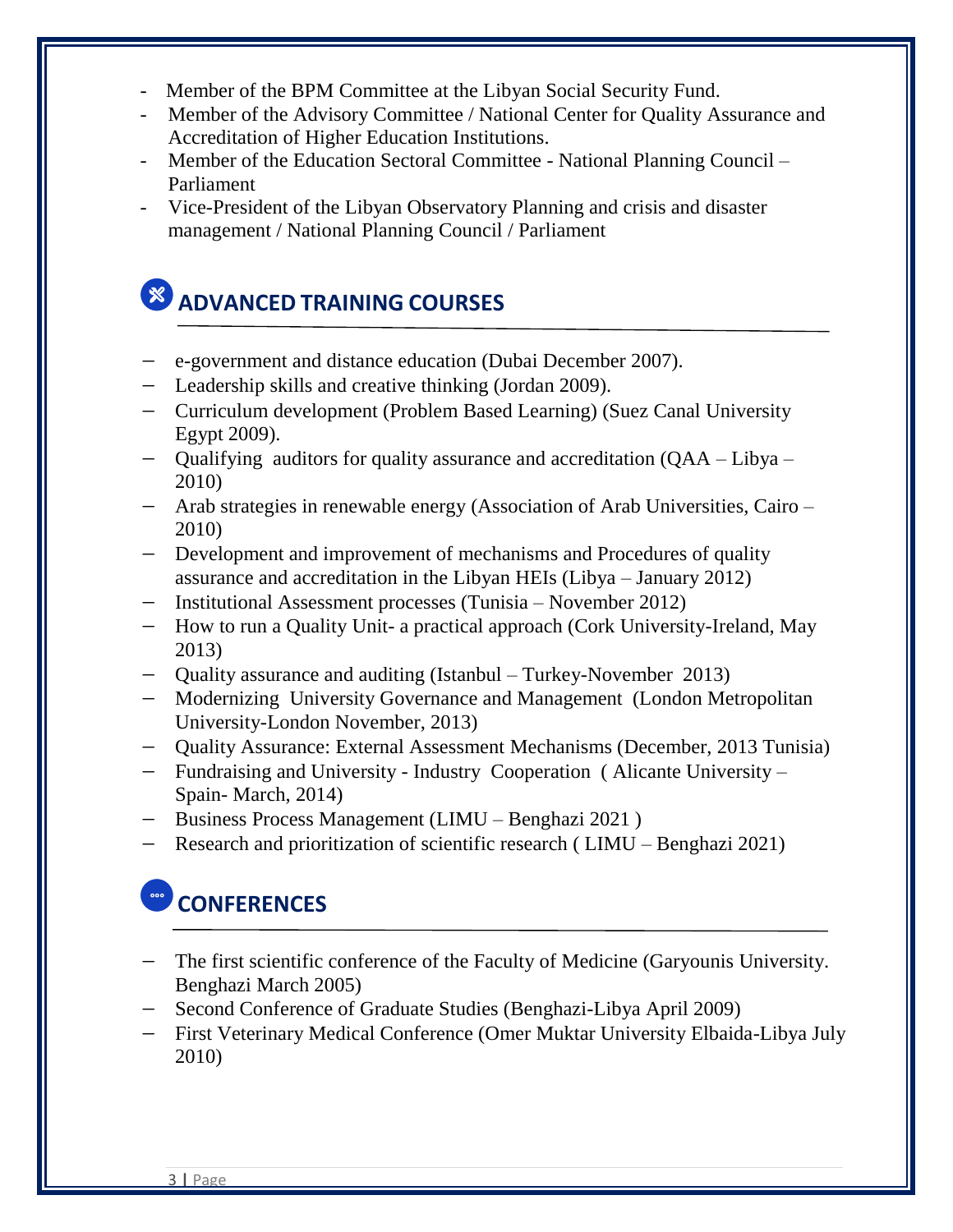- Member of the BPM Committee at the Libyan Social Security Fund.
- Member of the Advisory Committee / National Center for Quality Assurance and Accreditation of Higher Education Institutions.
- Member of the Education Sectoral Committee - National Planning Council – Parliament
- Vice-President of the Libyan Observatory Planning and crisis and disaster management / National Planning Council / Parliament

## ADVANCED TRAINING COURSES

- e-government and distance education (Dubai December 2007).
- Leadership skills and creative thinking (Jordan 2009).
- Curriculum development (Problem Based Learning) (Suez Canal University Egypt 2009).
- Qualifying auditors for quality assurance and accreditation (QAA – Libya – 2010)
- Arab strategies in renewable energy (Association of Arab Universities, Cairo – 2010)
- Development and improvement of mechanisms and Procedures of quality assurance and accreditation in the Libyan HEIs (Libya – January 2012)
- Institutional Assessment processes (Tunisia – November 2012)
- How to run a Quality Unit- a practical approach (Cork University-Ireland, May 2013)
- Quality assurance and auditing (Istanbul – Turkey-November 2013)
- Modernizing University Governance and Management (London Metropolitan University-London November, 2013)
- Quality Assurance: External Assessment Mechanisms (December, 2013 Tunisia)
- Fundraising and University - Industry Cooperation ( Alicante University – Spain- March, 2014)
- Business Process Management (LIMU – Benghazi 2021 )
- Research and prioritization of scientific research ( LIMU – Benghazi 2021)

## CONFERENCES

- The first scientific conference of the Faculty of Medicine (Garyounis University. Benghazi March 2005)
- Second Conference of Graduate Studies (Benghazi-Libya April 2009)
- First Veterinary Medical Conference (Omer Muktar University Elbaida-Libya July 2010)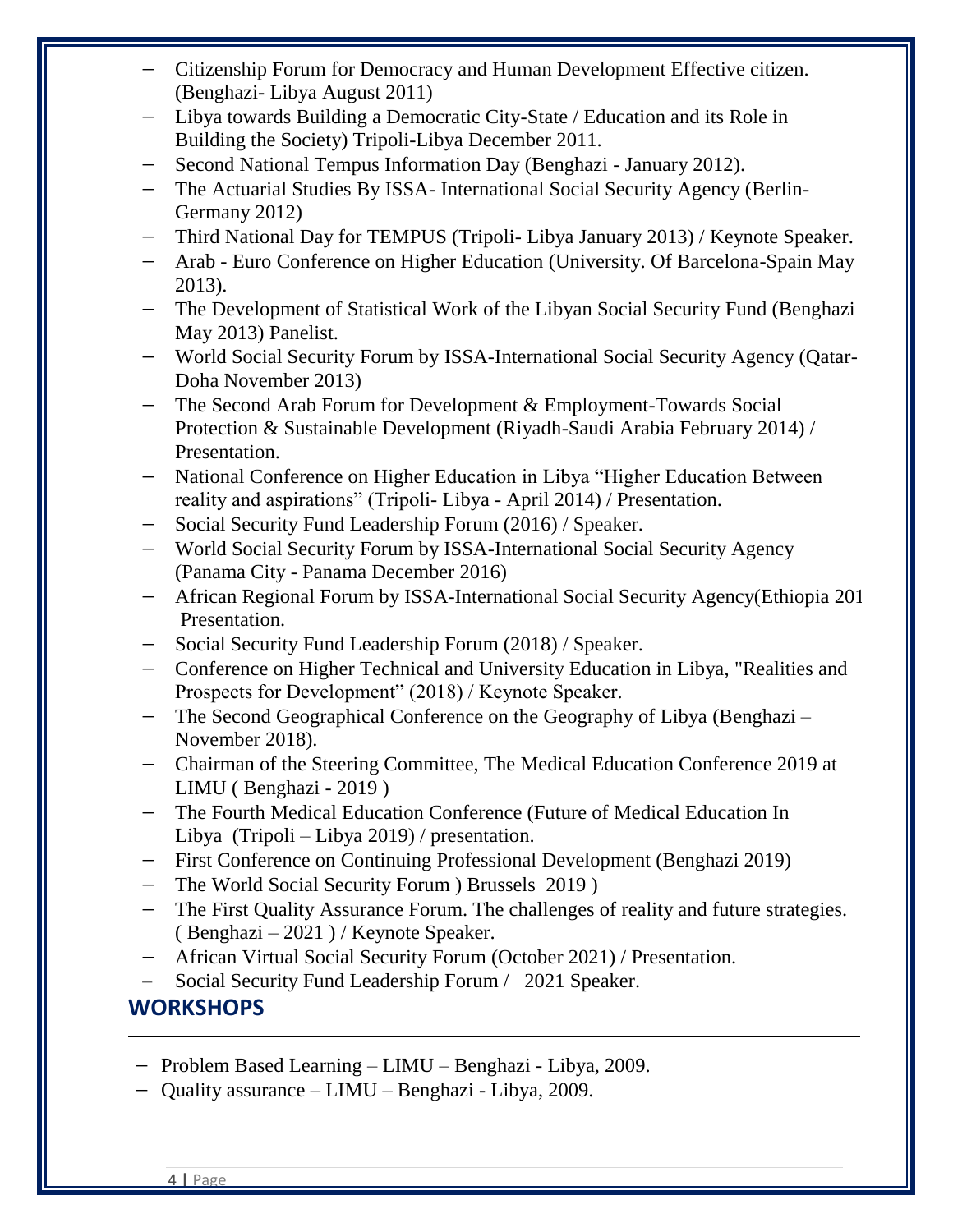- Citizenship Forum for Democracy and Human Development Effective citizen. (Benghazi- Libya August 2011)
- Libya towards Building a Democratic City-State / Education and its Role in Building the Society) Tripoli-Libya December 2011.
- Second National Tempus Information Day (Benghazi - January 2012).
- The Actuarial Studies By ISSA- International Social Security Agency (Berlin-Germany 2012)
- Third National Day for TEMPUS (Tripoli- Libya January 2013) / Keynote Speaker.
- Arab - Euro Conference on Higher Education (University. Of Barcelona-Spain May 2013).
- The Development of Statistical Work of the Libyan Social Security Fund (Benghazi May 2013) Panelist.
- World Social Security Forum by ISSA-International Social Security Agency (Qatar-Doha November 2013)
- The Second Arab Forum for Development & Employment-Towards Social Protection & Sustainable Development (Riyadh-Saudi Arabia February 2014) / Presentation.
- National Conference on Higher Education in Libya "Higher Education Between reality and aspirations" (Tripoli- Libya - April 2014) / Presentation.
- Social Security Fund Leadership Forum (2016) / Speaker.
- World Social Security Forum by ISSA-International Social Security Agency (Panama City - Panama December 2016)
- African Regional Forum by ISSA-International Social Security Agency(Ethiopia 201 Presentation.
- Social Security Fund Leadership Forum (2018) / Speaker.
- Conference on Higher Technical and University Education in Libya, "Realities and Prospects for Development" (2018) / Keynote Speaker.
- The Second Geographical Conference on the Geography of Libya (Benghazi – November 2018).
- Chairman of the Steering Committee, The Medical Education Conference 2019 at LIMU ( Benghazi - 2019 )
- The Fourth Medical Education Conference (Future of Medical Education In Libya (Tripoli – Libya 2019) / presentation.
- First Conference on Continuing Professional Development (Benghazi 2019)
- The World Social Security Forum ) Brussels 2019 )
- The First Quality Assurance Forum. The challenges of reality and future strategies. ( Benghazi – 2021 ) / Keynote Speaker.
- African Virtual Social Security Forum (October 2021) / Presentation.
- Social Security Fund Leadership Forum / 2021 Speaker.

## WORKSHOPS

- Problem Based Learning – LIMU – Benghazi - Libya, 2009.
- Quality assurance – LIMU – Benghazi - Libya, 2009.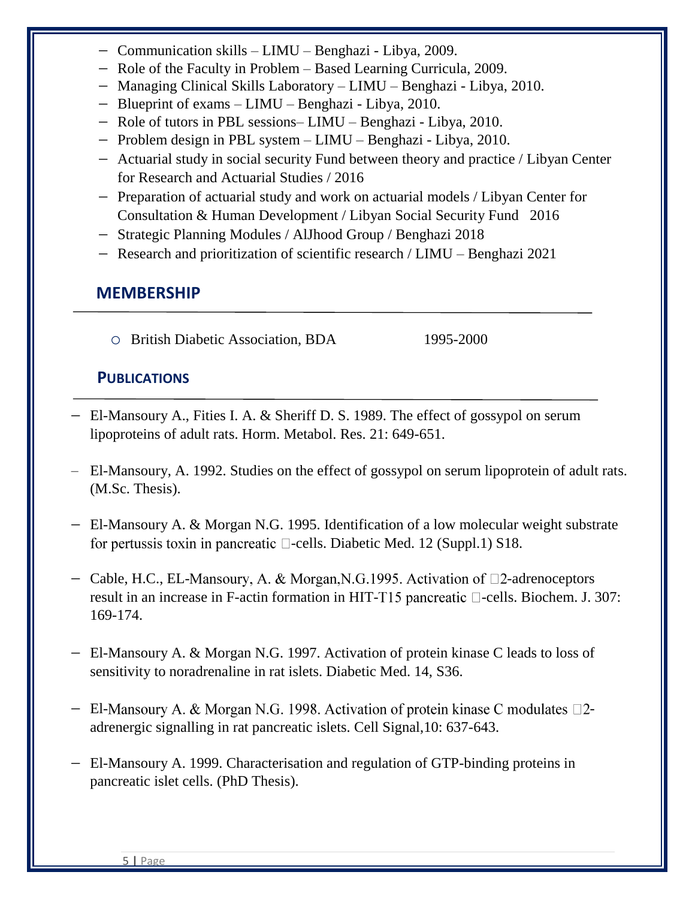- Communication skills – LIMU – Benghazi - Libya, 2009.
- Role of the Faculty in Problem – Based Learning Curricula, 2009.
- Managing Clinical Skills Laboratory – LIMU – Benghazi - Libya, 2010.
- Blueprint of exams – LIMU – Benghazi - Libya, 2010.
- Role of tutors in PBL sessions– LIMU – Benghazi - Libya, 2010.
- Problem design in PBL system – LIMU – Benghazi - Libya, 2010.
- Actuarial study in social security Fund between theory and practice / Libyan Center for Research and Actuarial Studies / 2016
- Preparation of actuarial study and work on actuarial models / Libyan Center for Consultation & Human Development / Libyan Social Security Fund 2016
- Strategic Planning Modules / AlJhood Group / Benghazi 2018
- Research and prioritization of scientific research / LIMU – Benghazi 2021

## MEMBERSHIP

- British Diabetic Association, BDA 1995-2000

## PUBLICATIONS

- El-Mansoury A., Fities I. A. & Sheriff D. S. 1989. The effect of gossypol on serum lipoproteins of adult rats. Horm. Metabol. Res. 21: 649-651.

- El-Mansoury, A. 1992. Studies on the effect of gossypol on serum lipoprotein of adult rats. (M.Sc. Thesis).

- El-Mansoury A. & Morgan N.G. 1995. Identification of a low molecular weight substrate for pertussis toxin in pancreatic β-cells. Diabetic Med. 12 (Suppl.1) S18.

- Cable, H.C., EL-Mansoury, A. & Morgan,N.G.1995. Activation of α2-adrenoceptors result in an increase in F-actin formation in HIT-T15 pancreatic β-cells. Biochem. J. 307: 169-174.

- El-Mansoury A. & Morgan N.G. 1997. Activation of protein kinase C leads to loss of sensitivity to noradrenaline in rat islets. Diabetic Med. 14, S36.

- El-Mansoury A. & Morgan N.G. 1998. Activation of protein kinase C modulates α2-adrenergic signalling in rat pancreatic islets. Cell Signal,10: 637-643.

- El-Mansoury A. 1999. Characterisation and regulation of GTP-binding proteins in pancreatic islet cells. (PhD Thesis).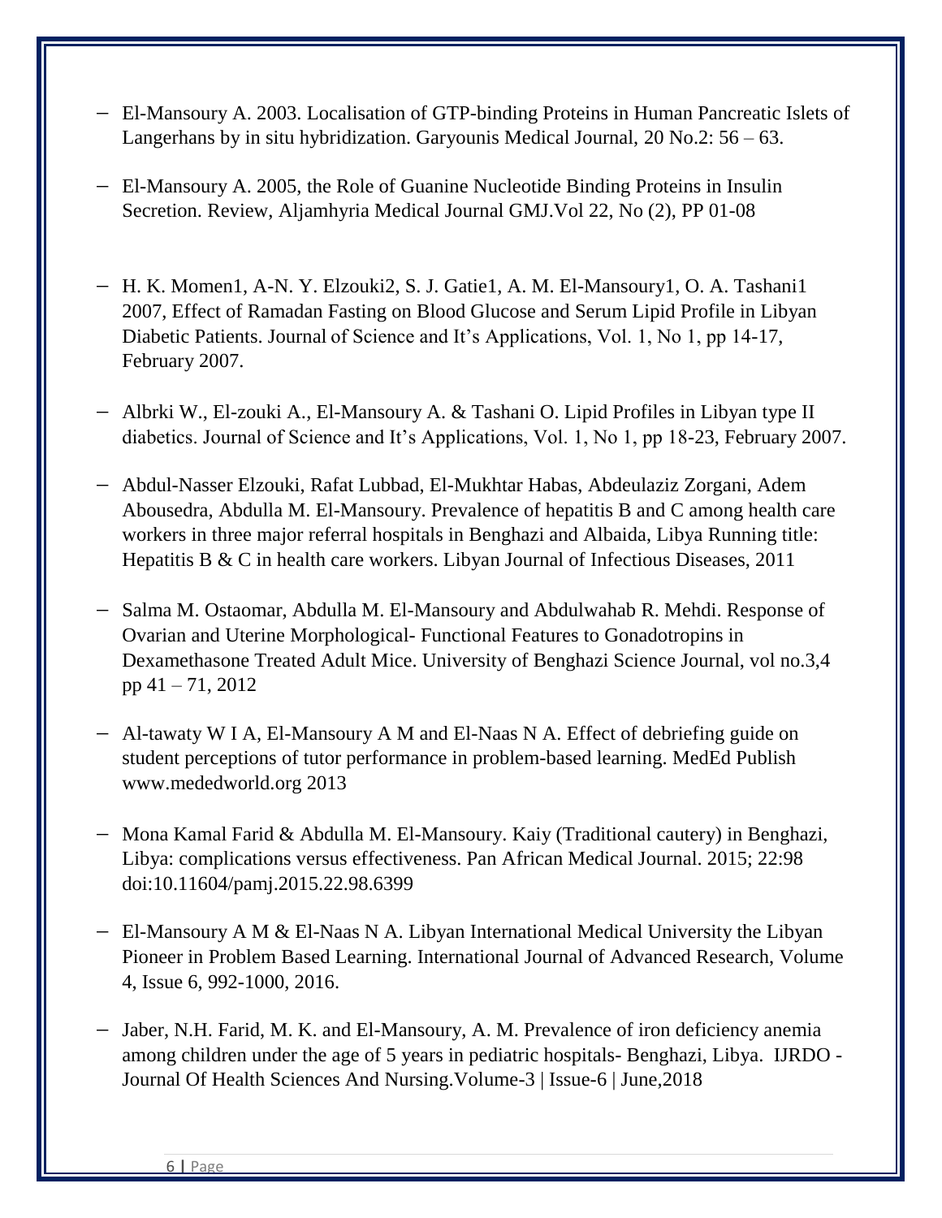- El-Mansoury A. 2003. Localisation of GTP-binding Proteins in Human Pancreatic Islets of Langerhans by in situ hybridization. Garyounis Medical Journal, 20 No.2: 56 – 63.

- El-Mansoury A. 2005, the Role of Guanine Nucleotide Binding Proteins in Insulin Secretion. Review, Aljamhyria Medical Journal GMJ.Vol 22, No (2), PP 01-08

- H. K. Momen1, A-N. Y. Elzouki2, S. J. Gatie1, A. M. El-Mansoury1, O. A. Tashani1 2007, Effect of Ramadan Fasting on Blood Glucose and Serum Lipid Profile in Libyan Diabetic Patients. Journal of Science and It's Applications, Vol. 1, No 1, pp 14-17, February 2007.

- Albrki W., El-zouki A., El-Mansoury A. & Tashani O. Lipid Profiles in Libyan type II diabetics. Journal of Science and It's Applications, Vol. 1, No 1, pp 18-23, February 2007.

- Abdul-Nasser Elzouki, Rafat Lubbad, El-Mukhtar Habas, Abdeulaziz Zorgani, Adem Abousedra, Abdulla M. El-Mansoury. Prevalence of hepatitis B and C among health care workers in three major referral hospitals in Benghazi and Albaida, Libya Running title: Hepatitis B & C in health care workers. Libyan Journal of Infectious Diseases, 2011

- Salma M. Ostaomar, Abdulla M. El-Mansoury and Abdulwahab R. Mehdi. Response of Ovarian and Uterine Morphological- Functional Features to Gonadotropins in Dexamethasone Treated Adult Mice. University of Benghazi Science Journal, vol no.3,4 pp 41 – 71, 2012

- Al-tawaty W I A, El-Mansoury A M and El-Naas N A. Effect of debriefing guide on student perceptions of tutor performance in problem-based learning. MedEd Publish www.mededworld.org 2013

- Mona Kamal Farid & Abdulla M. El-Mansoury. Kaiy (Traditional cautery) in Benghazi, Libya: complications versus effectiveness. Pan African Medical Journal. 2015; 22:98 doi:10.11604/pamj.2015.22.98.6399

- El-Mansoury A M & El-Naas N A. Libyan International Medical University the Libyan Pioneer in Problem Based Learning. International Journal of Advanced Research, Volume 4, Issue 6, 992-1000, 2016.

- Jaber, N.H. Farid, M. K. and El-Mansoury, A. M. Prevalence of iron deficiency anemia among children under the age of 5 years in pediatric hospitals- Benghazi, Libya. IJRDO - Journal Of Health Sciences And Nursing.Volume-3 | Issue-6 | June,2018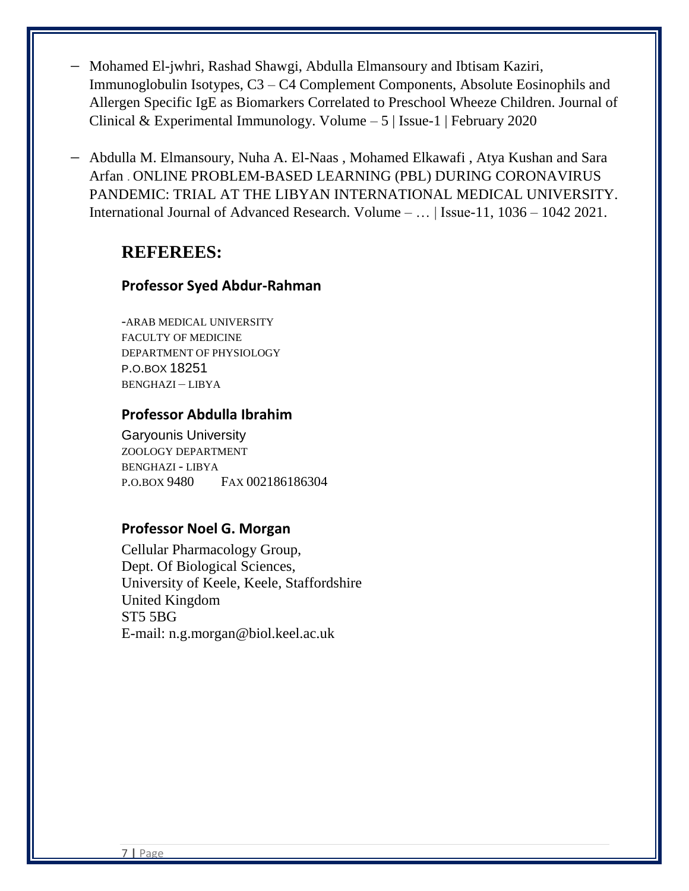- Mohamed El-jwhri, Rashad Shawgi, Abdulla Elmansoury and Ibtisam Kaziri, Immunoglobulin Isotypes, C3 – C4 Complement Components, Absolute Eosinophils and Allergen Specific IgE as Biomarkers Correlated to Preschool Wheeze Children. Journal of Clinical & Experimental Immunology. Volume – 5 | Issue-1 | February 2020

- Abdulla M. Elmansoury, Nuha A. El-Naas , Mohamed Elkawafi , Atya Kushan and Sara Arfan . ONLINE PROBLEM-BASED LEARNING (PBL) DURING CORONAVIRUS PANDEMIC: TRIAL AT THE LIBYAN INTERNATIONAL MEDICAL UNIVERSITY. International Journal of Advanced Research. Volume – … | Issue-11, 1036 – 1042 2021.

## REFEREES:

### Professor Syed Abdur-Rahman

-ARAB MEDICAL UNIVERSITY
FACULTY OF MEDICINE
DEPARTMENT OF PHYSIOLOGY
P.O.BOX 18251
BENGHAZI – LIBYA

### Professor Abdulla Ibrahim

Garyounis University
ZOOLOGY DEPARTMENT
BENGHAZI - LIBYA
P.O.BOX 9480 FAX 002186186304

### Professor Noel G. Morgan

Cellular Pharmacology Group,
Dept. Of Biological Sciences,
University of Keele, Keele, Staffordshire
United Kingdom
ST5 5BG
E-mail: n.g.morgan@biol.keel.ac.uk